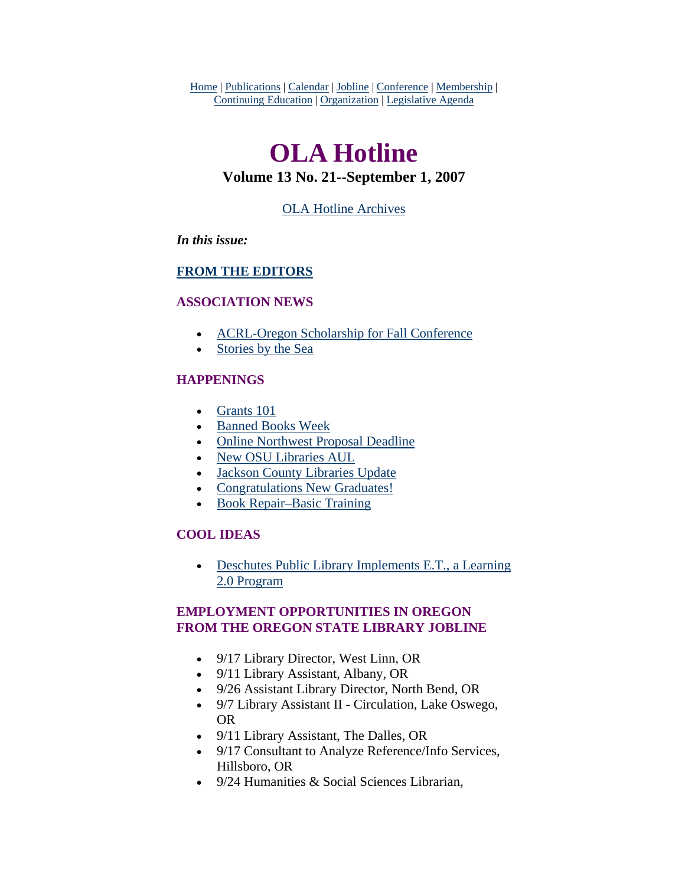Home | Publications | Calendar | Jobline | Conference | Membership | Continuing Education | Organization | Legislative Agenda

# OLA Hotline

### Volume 13 No. 21--September 1, 2007

OLA Hotline Archives

***In this issue:***

**FROM THE EDITORS**

**ASSOCIATION NEWS**

- ACRL-Oregon Scholarship for Fall Conference
- Stories by the Sea

**HAPPENINGS**

- Grants 101
- Banned Books Week
- Online Northwest Proposal Deadline
- New OSU Libraries AUL
- Jackson County Libraries Update
- Congratulations New Graduates!
- Book Repair–Basic Training

**COOL IDEAS**

- Deschutes Public Library Implements E.T., a Learning 2.0 Program

**EMPLOYMENT OPPORTUNITIES IN OREGON FROM THE OREGON STATE LIBRARY JOBLINE**

- 9/17 Library Director, West Linn, OR
- 9/11 Library Assistant, Albany, OR
- 9/26 Assistant Library Director, North Bend, OR
- 9/7 Library Assistant II - Circulation, Lake Oswego, OR
- 9/11 Library Assistant, The Dalles, OR
- 9/17 Consultant to Analyze Reference/Info Services, Hillsboro, OR
- 9/24 Humanities & Social Sciences Librarian,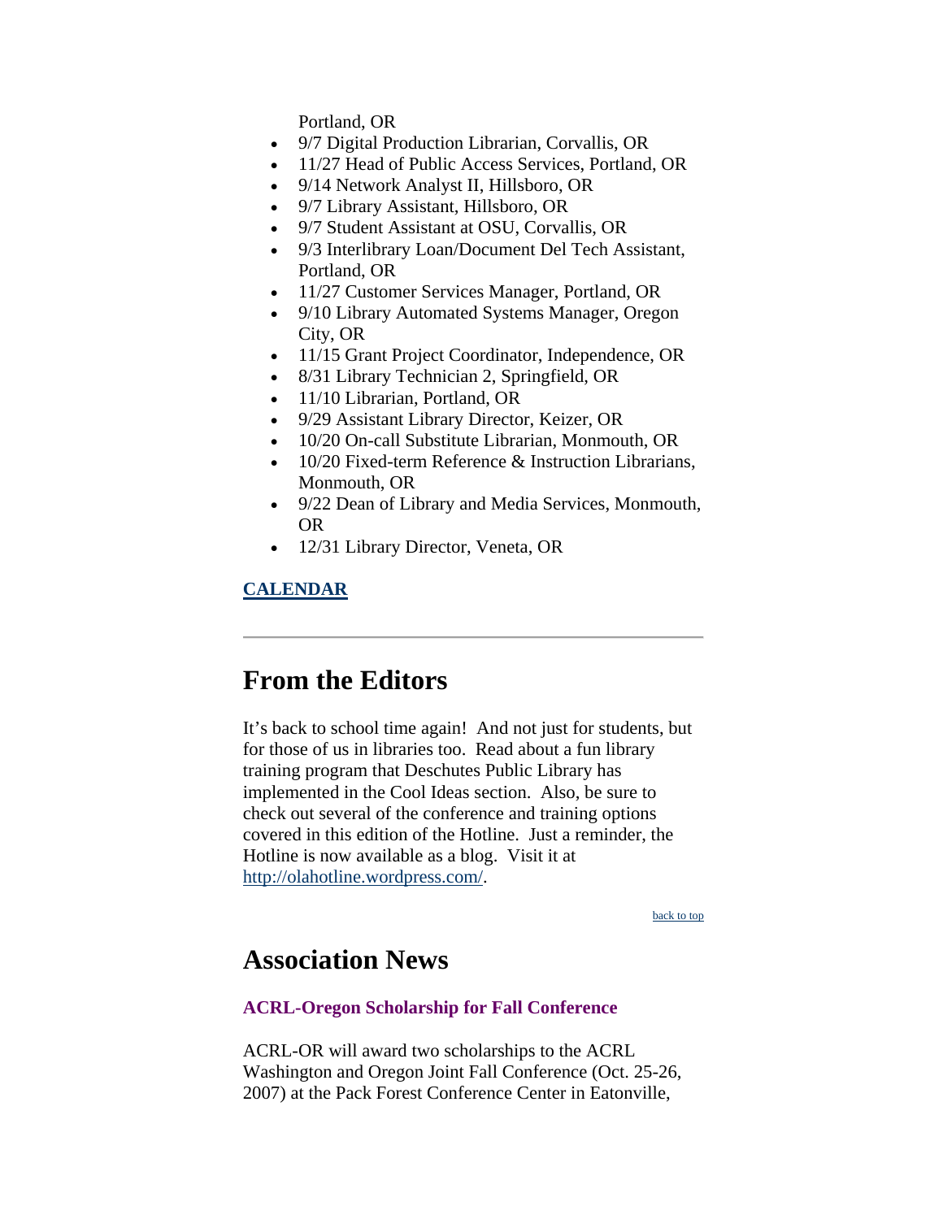Portland, OR

- 9/7 Digital Production Librarian, Corvallis, OR
- 11/27 Head of Public Access Services, Portland, OR
- 9/14 Network Analyst II, Hillsboro, OR
- 9/7 Library Assistant, Hillsboro, OR
- 9/7 Student Assistant at OSU, Corvallis, OR
- 9/3 Interlibrary Loan/Document Del Tech Assistant, Portland, OR
- 11/27 Customer Services Manager, Portland, OR
- 9/10 Library Automated Systems Manager, Oregon City, OR
- 11/15 Grant Project Coordinator, Independence, OR
- 8/31 Library Technician 2, Springfield, OR
- 11/10 Librarian, Portland, OR
- 9/29 Assistant Library Director, Keizer, OR
- 10/20 On-call Substitute Librarian, Monmouth, OR
- 10/20 Fixed-term Reference & Instruction Librarians, Monmouth, OR
- 9/22 Dean of Library and Media Services, Monmouth, OR
- 12/31 Library Director, Veneta, OR

**CALENDAR**

---

# From the Editors

It's back to school time again! And not just for students, but for those of us in libraries too. Read about a fun library training program that Deschutes Public Library has implemented in the Cool Ideas section. Also, be sure to check out several of the conference and training options covered in this edition of the Hotline. Just a reminder, the Hotline is now available as a blog. Visit it at http://olahotline.wordpress.com/.

back to top

# Association News

### ACRL-Oregon Scholarship for Fall Conference

ACRL-OR will award two scholarships to the ACRL Washington and Oregon Joint Fall Conference (Oct. 25-26, 2007) at the Pack Forest Conference Center in Eatonville,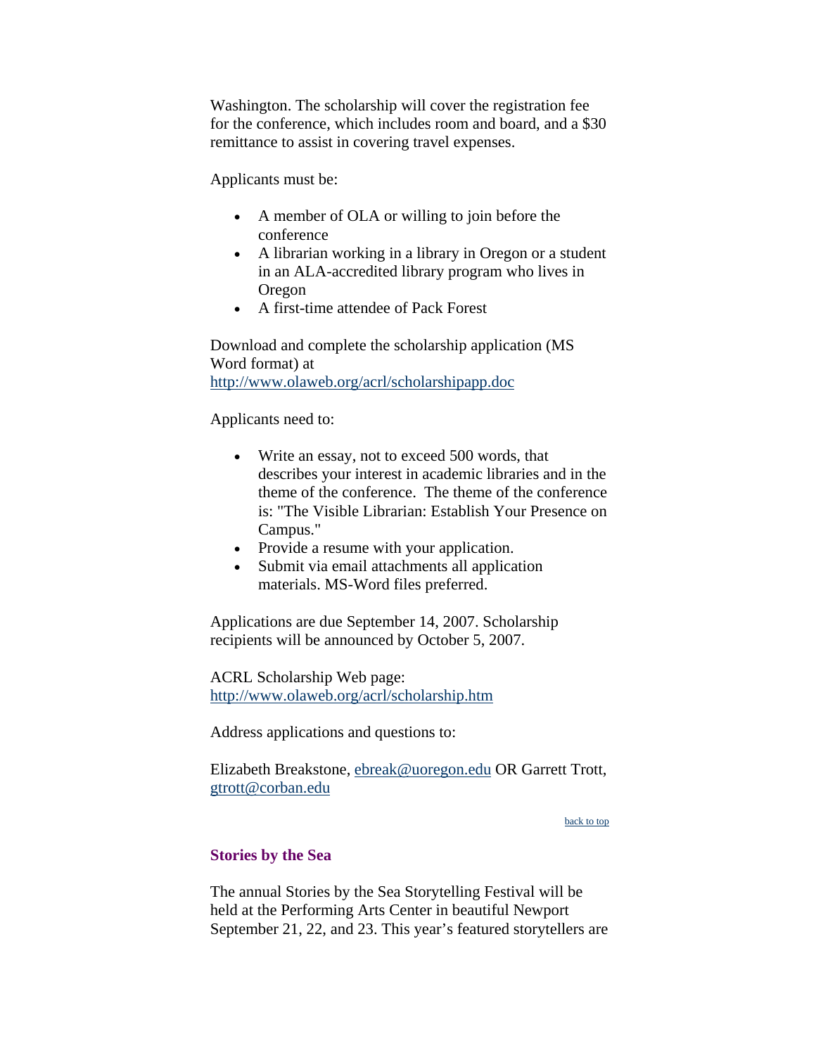Washington. The scholarship will cover the registration fee for the conference, which includes room and board, and a $30 remittance to assist in covering travel expenses.

Applicants must be:

- A member of OLA or willing to join before the conference
- A librarian working in a library in Oregon or a student in an ALA-accredited library program who lives in Oregon
- A first-time attendee of Pack Forest

Download and complete the scholarship application (MS Word format) at
http://www.olaweb.org/acrl/scholarshipapp.doc

Applicants need to:

- Write an essay, not to exceed 500 words, that describes your interest in academic libraries and in the theme of the conference. The theme of the conference is: "The Visible Librarian: Establish Your Presence on Campus."
- Provide a resume with your application.
- Submit via email attachments all application materials. MS-Word files preferred.

Applications are due September 14, 2007. Scholarship recipients will be announced by October 5, 2007.

ACRL Scholarship Web page:
http://www.olaweb.org/acrl/scholarship.htm

Address applications and questions to:

Elizabeth Breakstone, ebreak@uoregon.edu OR Garrett Trott, gtrott@corban.edu

back to top

### Stories by the Sea

The annual Stories by the Sea Storytelling Festival will be held at the Performing Arts Center in beautiful Newport September 21, 22, and 23. This year's featured storytellers are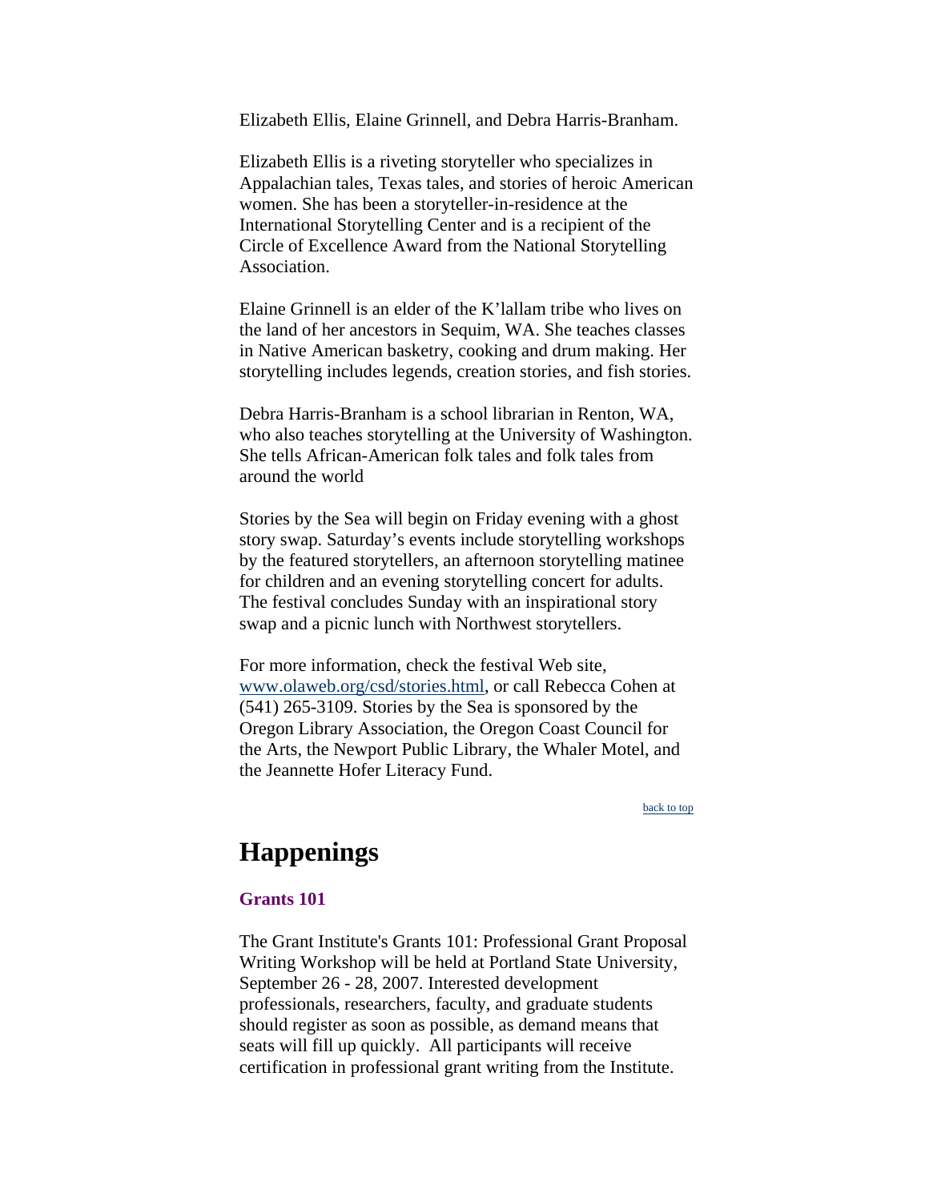Elizabeth Ellis, Elaine Grinnell, and Debra Harris-Branham.

Elizabeth Ellis is a riveting storyteller who specializes in Appalachian tales, Texas tales, and stories of heroic American women. She has been a storyteller-in-residence at the International Storytelling Center and is a recipient of the Circle of Excellence Award from the National Storytelling Association.

Elaine Grinnell is an elder of the K'lallam tribe who lives on the land of her ancestors in Sequim, WA. She teaches classes in Native American basketry, cooking and drum making. Her storytelling includes legends, creation stories, and fish stories.

Debra Harris-Branham is a school librarian in Renton, WA, who also teaches storytelling at the University of Washington. She tells African-American folk tales and folk tales from around the world

Stories by the Sea will begin on Friday evening with a ghost story swap. Saturday's events include storytelling workshops by the featured storytellers, an afternoon storytelling matinee for children and an evening storytelling concert for adults. The festival concludes Sunday with an inspirational story swap and a picnic lunch with Northwest storytellers.

For more information, check the festival Web site, www.olaweb.org/csd/stories.html, or call Rebecca Cohen at (541) 265-3109. Stories by the Sea is sponsored by the Oregon Library Association, the Oregon Coast Council for the Arts, the Newport Public Library, the Whaler Motel, and the Jeannette Hofer Literacy Fund.

back to top

# Happenings

### Grants 101

The Grant Institute's Grants 101: Professional Grant Proposal Writing Workshop will be held at Portland State University, September 26 - 28, 2007. Interested development professionals, researchers, faculty, and graduate students should register as soon as possible, as demand means that seats will fill up quickly. All participants will receive certification in professional grant writing from the Institute.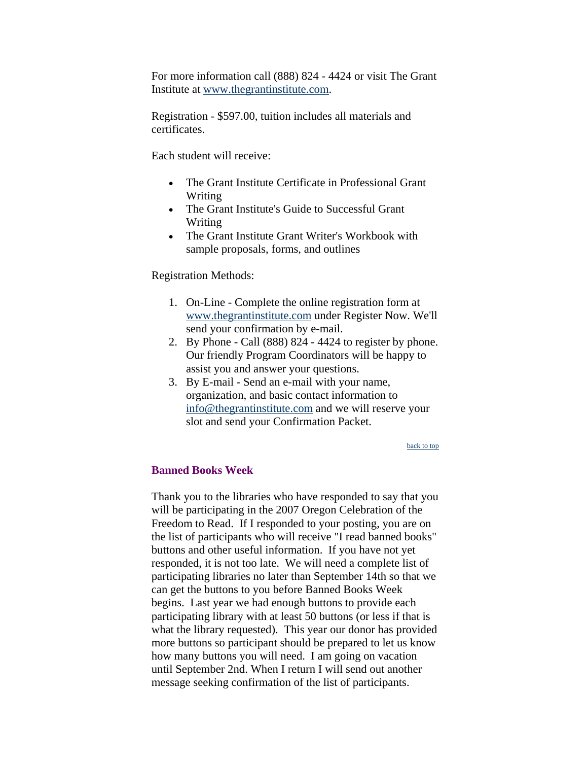For more information call (888) 824 - 4424 or visit The Grant Institute at [www.thegrantinstitute.com](http://www.thegrantinstitute.com).

Registration - $597.00, tuition includes all materials and certificates.

Each student will receive:

- The Grant Institute Certificate in Professional Grant Writing
- The Grant Institute's Guide to Successful Grant Writing
- The Grant Institute Grant Writer's Workbook with sample proposals, forms, and outlines

Registration Methods:

1. On-Line - Complete the online registration form at [www.thegrantinstitute.com](http://www.thegrantinstitute.com) under Register Now. We'll send your confirmation by e-mail.
2. By Phone - Call (888) 824 - 4424 to register by phone. Our friendly Program Coordinators will be happy to assist you and answer your questions.
3. By E-mail - Send an e-mail with your name, organization, and basic contact information to [info@thegrantinstitute.com](mailto:info@thegrantinstitute.com) and we will reserve your slot and send your Confirmation Packet.

back to top

### Banned Books Week

Thank you to the libraries who have responded to say that you will be participating in the 2007 Oregon Celebration of the Freedom to Read. If I responded to your posting, you are on the list of participants who will receive "I read banned books" buttons and other useful information. If you have not yet responded, it is not too late. We will need a complete list of participating libraries no later than September 14th so that we can get the buttons to you before Banned Books Week begins. Last year we had enough buttons to provide each participating library with at least 50 buttons (or less if that is what the library requested). This year our donor has provided more buttons so participant should be prepared to let us know how many buttons you will need. I am going on vacation until September 2nd. When I return I will send out another message seeking confirmation of the list of participants.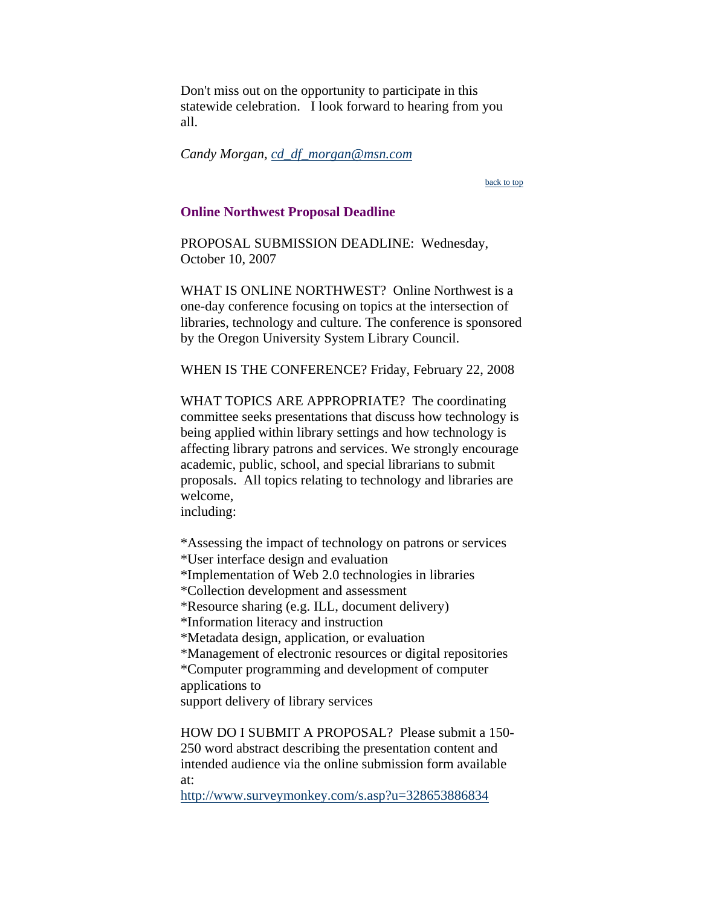Don't miss out on the opportunity to participate in this statewide celebration.   I look forward to hearing from you all.

*Candy Morgan, cd_df_morgan@msn.com*

back to top

### Online Northwest Proposal Deadline

PROPOSAL SUBMISSION DEADLINE:  Wednesday, October 10, 2007

WHAT IS ONLINE NORTHWEST?  Online Northwest is a one-day conference focusing on topics at the intersection of libraries, technology and culture. The conference is sponsored by the Oregon University System Library Council.

WHEN IS THE CONFERENCE? Friday, February 22, 2008

WHAT TOPICS ARE APPROPRIATE?  The coordinating committee seeks presentations that discuss how technology is being applied within library settings and how technology is affecting library patrons and services. We strongly encourage academic, public, school, and special librarians to submit proposals.  All topics relating to technology and libraries are welcome,
including:

*Assessing the impact of technology on patrons or services
*User interface design and evaluation
*Implementation of Web 2.0 technologies in libraries
*Collection development and assessment
*Resource sharing (e.g. ILL, document delivery)
*Information literacy and instruction
*Metadata design, application, or evaluation
*Management of electronic resources or digital repositories
*Computer programming and development of computer applications to
support delivery of library services

HOW DO I SUBMIT A PROPOSAL?  Please submit a 150-250 word abstract describing the presentation content and intended audience via the online submission form available at:
http://www.surveymonkey.com/s.asp?u=328653886834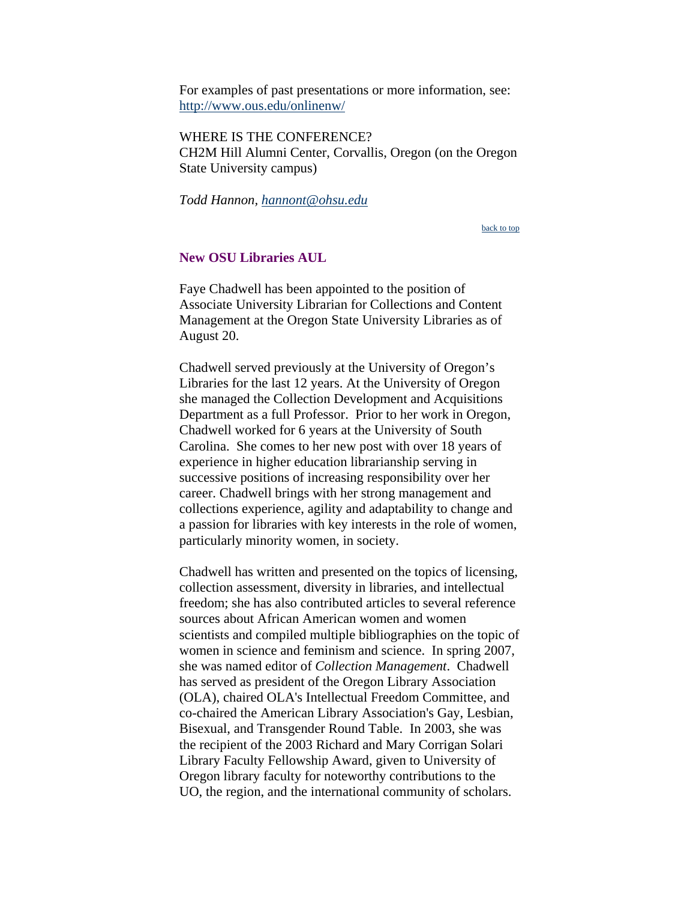For examples of past presentations or more information, see: [http://www.ous.edu/onlinenw/](http://www.ous.edu/onlinenw/)

WHERE IS THE CONFERENCE?
CH2M Hill Alumni Center, Corvallis, Oregon (on the Oregon State University campus)

*Todd Hannon, [hannont@ohsu.edu](mailto:hannont@ohsu.edu)*

back to top

### New OSU Libraries AUL

Faye Chadwell has been appointed to the position of Associate University Librarian for Collections and Content Management at the Oregon State University Libraries as of August 20.

Chadwell served previously at the University of Oregon's Libraries for the last 12 years. At the University of Oregon she managed the Collection Development and Acquisitions Department as a full Professor. Prior to her work in Oregon, Chadwell worked for 6 years at the University of South Carolina. She comes to her new post with over 18 years of experience in higher education librarianship serving in successive positions of increasing responsibility over her career. Chadwell brings with her strong management and collections experience, agility and adaptability to change and a passion for libraries with key interests in the role of women, particularly minority women, in society.

Chadwell has written and presented on the topics of licensing, collection assessment, diversity in libraries, and intellectual freedom; she has also contributed articles to several reference sources about African American women and women scientists and compiled multiple bibliographies on the topic of women in science and feminism and science. In spring 2007, she was named editor of *Collection Management*. Chadwell has served as president of the Oregon Library Association (OLA), chaired OLA's Intellectual Freedom Committee, and co-chaired the American Library Association's Gay, Lesbian, Bisexual, and Transgender Round Table. In 2003, she was the recipient of the 2003 Richard and Mary Corrigan Solari Library Faculty Fellowship Award, given to University of Oregon library faculty for noteworthy contributions to the UO, the region, and the international community of scholars.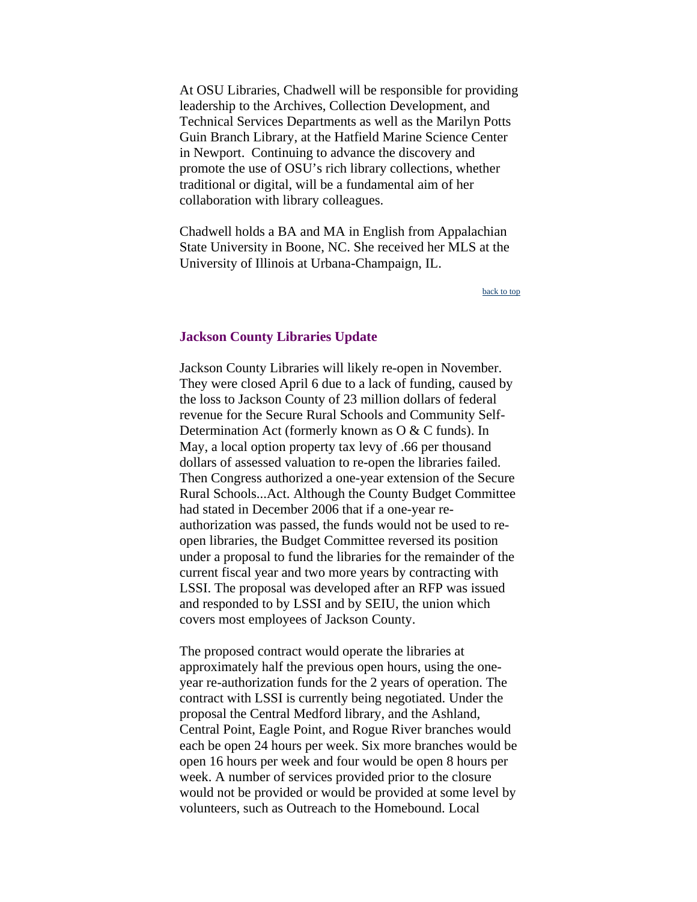At OSU Libraries, Chadwell will be responsible for providing leadership to the Archives, Collection Development, and Technical Services Departments as well as the Marilyn Potts Guin Branch Library, at the Hatfield Marine Science Center in Newport. Continuing to advance the discovery and promote the use of OSU's rich library collections, whether traditional or digital, will be a fundamental aim of her collaboration with library colleagues.

Chadwell holds a BA and MA in English from Appalachian State University in Boone, NC. She received her MLS at the University of Illinois at Urbana-Champaign, IL.

back to top

### Jackson County Libraries Update

Jackson County Libraries will likely re-open in November. They were closed April 6 due to a lack of funding, caused by the loss to Jackson County of 23 million dollars of federal revenue for the Secure Rural Schools and Community Self-Determination Act (formerly known as O & C funds). In May, a local option property tax levy of .66 per thousand dollars of assessed valuation to re-open the libraries failed. Then Congress authorized a one-year extension of the Secure Rural Schools...Act. Although the County Budget Committee had stated in December 2006 that if a one-year re-authorization was passed, the funds would not be used to re-open libraries, the Budget Committee reversed its position under a proposal to fund the libraries for the remainder of the current fiscal year and two more years by contracting with LSSI. The proposal was developed after an RFP was issued and responded to by LSSI and by SEIU, the union which covers most employees of Jackson County.

The proposed contract would operate the libraries at approximately half the previous open hours, using the one-year re-authorization funds for the 2 years of operation. The contract with LSSI is currently being negotiated. Under the proposal the Central Medford library, and the Ashland, Central Point, Eagle Point, and Rogue River branches would each be open 24 hours per week. Six more branches would be open 16 hours per week and four would be open 8 hours per week. A number of services provided prior to the closure would not be provided or would be provided at some level by volunteers, such as Outreach to the Homebound. Local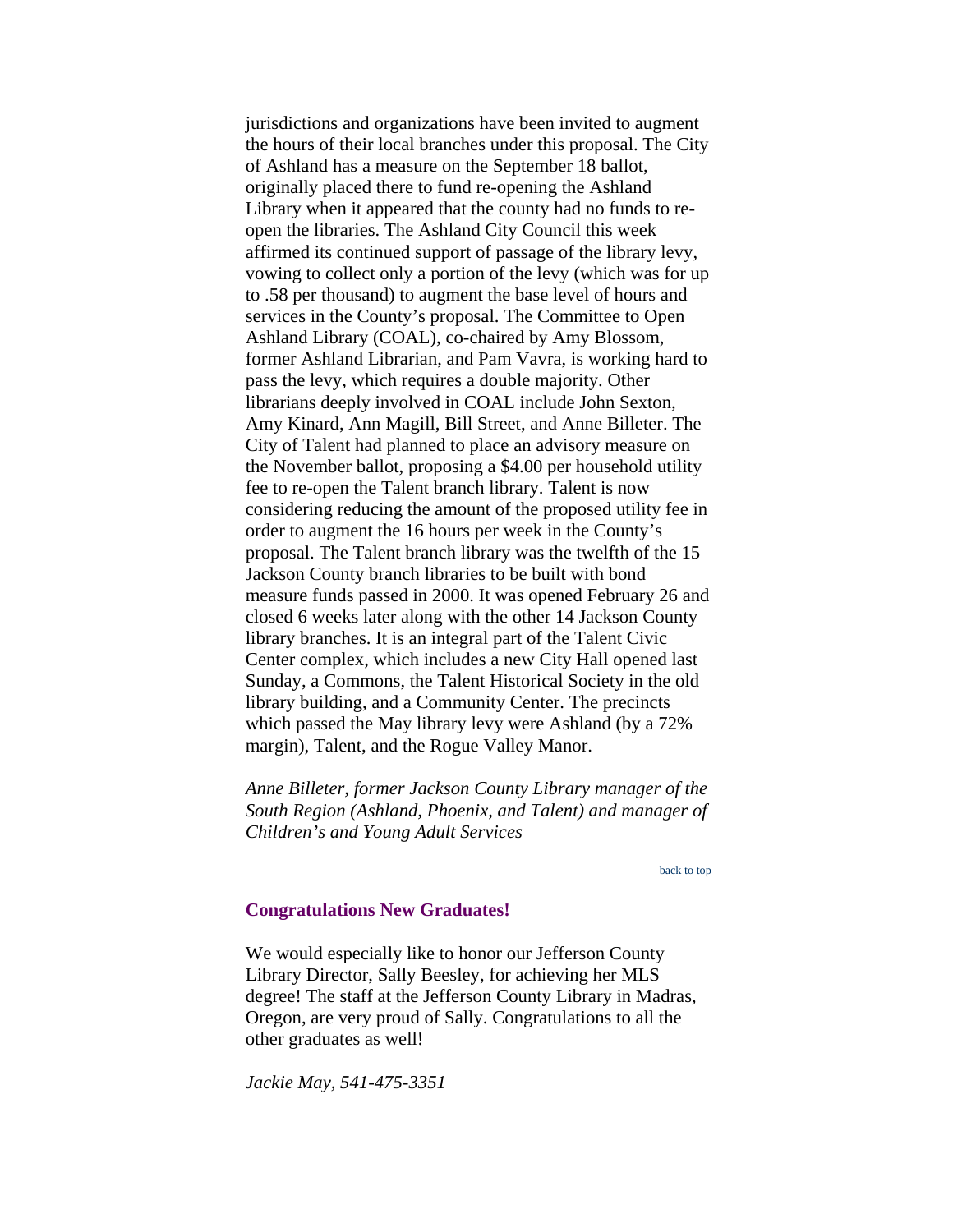jurisdictions and organizations have been invited to augment the hours of their local branches under this proposal. The City of Ashland has a measure on the September 18 ballot, originally placed there to fund re-opening the Ashland Library when it appeared that the county had no funds to re-open the libraries. The Ashland City Council this week affirmed its continued support of passage of the library levy, vowing to collect only a portion of the levy (which was for up to .58 per thousand) to augment the base level of hours and services in the County's proposal. The Committee to Open Ashland Library (COAL), co-chaired by Amy Blossom, former Ashland Librarian, and Pam Vavra, is working hard to pass the levy, which requires a double majority. Other librarians deeply involved in COAL include John Sexton, Amy Kinard, Ann Magill, Bill Street, and Anne Billeter. The City of Talent had planned to place an advisory measure on the November ballot, proposing a $4.00 per household utility fee to re-open the Talent branch library. Talent is now considering reducing the amount of the proposed utility fee in order to augment the 16 hours per week in the County's proposal. The Talent branch library was the twelfth of the 15 Jackson County branch libraries to be built with bond measure funds passed in 2000. It was opened February 26 and closed 6 weeks later along with the other 14 Jackson County library branches. It is an integral part of the Talent Civic Center complex, which includes a new City Hall opened last Sunday, a Commons, the Talent Historical Society in the old library building, and a Community Center. The precincts which passed the May library levy were Ashland (by a 72% margin), Talent, and the Rogue Valley Manor.

*Anne Billeter, former Jackson County Library manager of the South Region (Ashland, Phoenix, and Talent) and manager of Children's and Young Adult Services*

back to top

### Congratulations New Graduates!

We would especially like to honor our Jefferson County Library Director, Sally Beesley, for achieving her MLS degree! The staff at the Jefferson County Library in Madras, Oregon, are very proud of Sally. Congratulations to all the other graduates as well!

*Jackie May, 541-475-3351*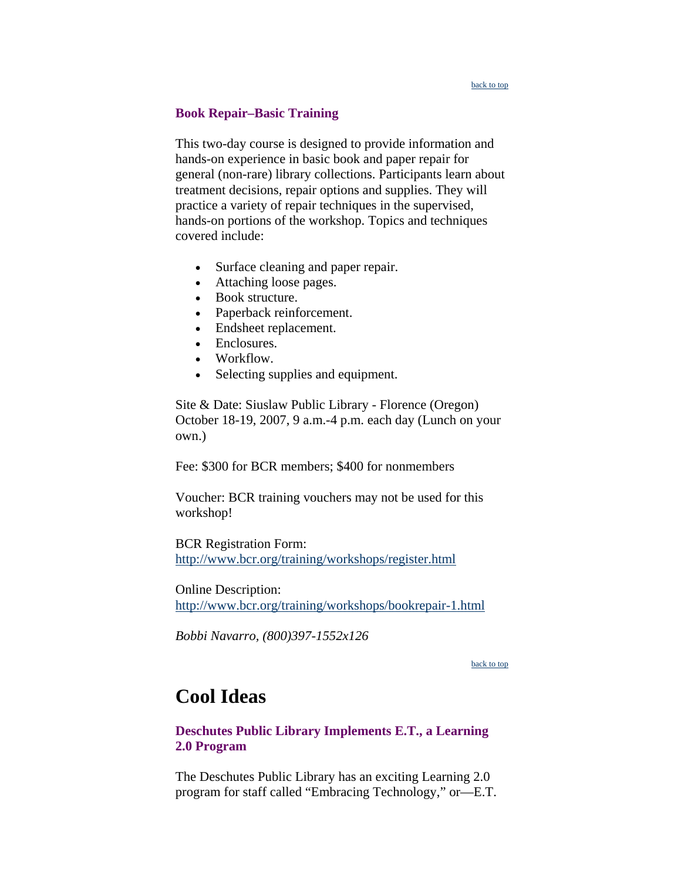back to top

### Book Repair–Basic Training

This two-day course is designed to provide information and hands-on experience in basic book and paper repair for general (non-rare) library collections. Participants learn about treatment decisions, repair options and supplies. They will practice a variety of repair techniques in the supervised, hands-on portions of the workshop. Topics and techniques covered include:

- Surface cleaning and paper repair.
- Attaching loose pages.
- Book structure.
- Paperback reinforcement.
- Endsheet replacement.
- Enclosures.
- Workflow.
- Selecting supplies and equipment.

Site & Date: Siuslaw Public Library - Florence (Oregon) October 18-19, 2007, 9 a.m.-4 p.m. each day (Lunch on your own.)

Fee: $300 for BCR members; $400 for nonmembers

Voucher: BCR training vouchers may not be used for this workshop!

BCR Registration Form:
http://www.bcr.org/training/workshops/register.html

Online Description:
http://www.bcr.org/training/workshops/bookrepair-1.html

*Bobbi Navarro, (800)397-1552x126*

back to top

## Cool Ideas

### Deschutes Public Library Implements E.T., a Learning 2.0 Program

The Deschutes Public Library has an exciting Learning 2.0 program for staff called "Embracing Technology," or—E.T.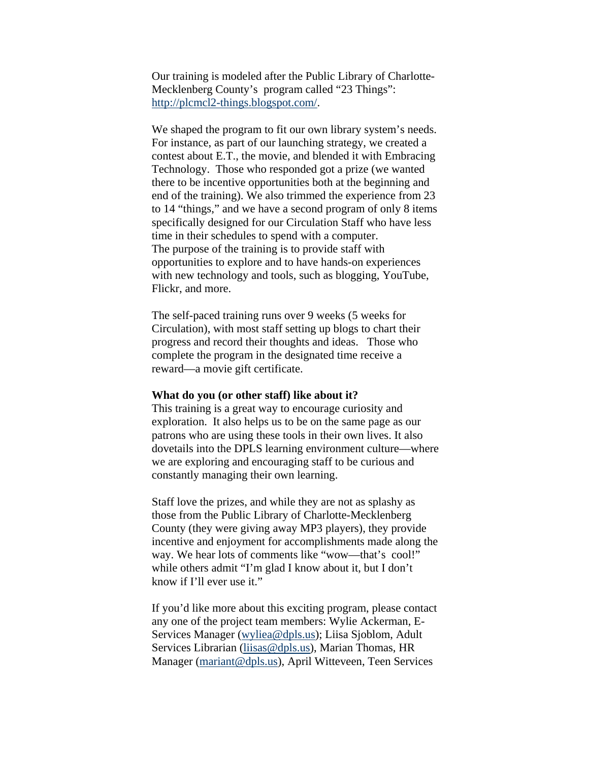Our training is modeled after the Public Library of Charlotte-Mecklenberg County's program called "23 Things": http://plcmcl2-things.blogspot.com/.

We shaped the program to fit our own library system's needs. For instance, as part of our launching strategy, we created a contest about E.T., the movie, and blended it with Embracing Technology. Those who responded got a prize (we wanted there to be incentive opportunities both at the beginning and end of the training). We also trimmed the experience from 23 to 14 "things," and we have a second program of only 8 items specifically designed for our Circulation Staff who have less time in their schedules to spend with a computer.
The purpose of the training is to provide staff with opportunities to explore and to have hands-on experiences with new technology and tools, such as blogging, YouTube, Flickr, and more.

The self-paced training runs over 9 weeks (5 weeks for Circulation), with most staff setting up blogs to chart their progress and record their thoughts and ideas. Those who complete the program in the designated time receive a reward—a movie gift certificate.

**What do you (or other staff) like about it?**
This training is a great way to encourage curiosity and exploration. It also helps us to be on the same page as our patrons who are using these tools in their own lives. It also dovetails into the DPLS learning environment culture—where we are exploring and encouraging staff to be curious and constantly managing their own learning.

Staff love the prizes, and while they are not as splashy as those from the Public Library of Charlotte-Mecklenberg County (they were giving away MP3 players), they provide incentive and enjoyment for accomplishments made along the way. We hear lots of comments like "wow—that's cool!" while others admit "I'm glad I know about it, but I don't know if I'll ever use it."

If you'd like more about this exciting program, please contact any one of the project team members: Wylie Ackerman, E-Services Manager (wyliea@dpls.us); Liisa Sjoblom, Adult Services Librarian (liisas@dpls.us), Marian Thomas, HR Manager (mariant@dpls.us), April Witteveen, Teen Services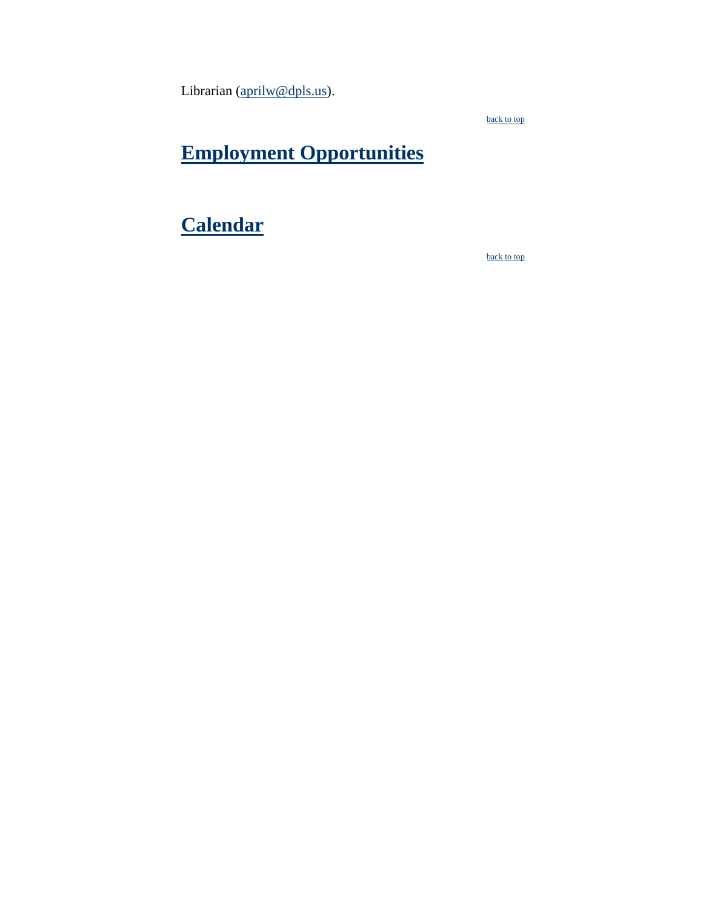Librarian (aprilw@dpls.us).

back to top

## Employment Opportunities

## Calendar

back to top